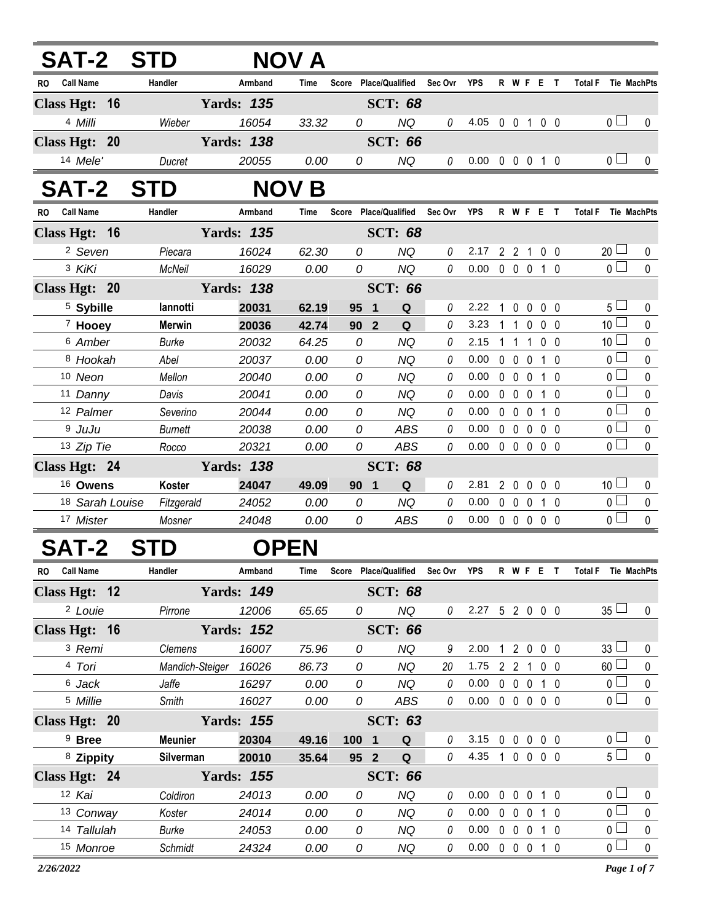## SAT-2 STD NOV A

| RO | Call Name | Handler | Armband | Time | Score | Place/Qualified | Sec Ovr | YPS | R | W | F | E | T | Total F | Tie | MachPts |
|---|---|---|---|---|---|---|---|---|---|---|---|---|---|---|---|---|
| **Class Hgt: 16** | | **Yards: 135** | | | | **SCT: 68** | | | | | | | | | | |
| 4 | *Milli* | *Wieber* | *16054* | *33.32* | *0* | *NQ* | *0* | 4.05 | 0 | 0 | 1 | 0 | 0 | 0 | ☐ | 0 |
| **Class Hgt: 20** | | **Yards: 138** | | | | **SCT: 66** | | | | | | | | | | |
| 14 | *Mele'* | *Ducret* | *20055* | *0.00* | *0* | *NQ* | *0* | 0.00 | 0 | 0 | 0 | 1 | 0 | 0 | ☐ | 0 |

## SAT-2 STD NOV B

| RO | Call Name | Handler | Armband | Time | Score | Place/Qualified | Sec Ovr | YPS | R | W | F | E | T | Total F | Tie | MachPts |
|---|---|---|---|---|---|---|---|---|---|---|---|---|---|---|---|---|
| **Class Hgt: 16** | | **Yards: 135** | | | | **SCT: 68** | | | | | | | | | | |
| 2 | *Seven* | *Piecara* | *16024* | *62.30* | *0* | *NQ* | *0* | 2.17 | 2 | 2 | 1 | 0 | 0 | 20 | ☐ | 0 |
| 3 | *KiKi* | *McNeil* | *16029* | *0.00* | *0* | *NQ* | *0* | 0.00 | 0 | 0 | 0 | 1 | 0 | 0 | ☐ | 0 |
| **Class Hgt: 20** | | **Yards: 138** | | | | **SCT: 66** | | | | | | | | | | |
| 5 | **Sybille** | **Iannotti** | **20031** | **62.19** | **95** | **1 Q** | 0 | 2.22 | 1 | 0 | 0 | 0 | 0 | 5 | ☐ | 0 |
| 7 | **Hooey** | **Merwin** | **20036** | **42.74** | **90** | **2 Q** | 0 | 3.23 | 1 | 1 | 0 | 0 | 0 | 10 | ☐ | 0 |
| 6 | *Amber* | *Burke* | *20032* | *64.25* | *0* | *NQ* | *0* | 2.15 | 1 | 1 | 1 | 0 | 0 | 10 | ☐ | 0 |
| 8 | *Hookah* | *Abel* | *20037* | *0.00* | *0* | *NQ* | *0* | 0.00 | 0 | 0 | 0 | 1 | 0 | 0 | ☐ | 0 |
| 10 | *Neon* | *Mellon* | *20040* | *0.00* | *0* | *NQ* | *0* | 0.00 | 0 | 0 | 0 | 1 | 0 | 0 | ☐ | 0 |
| 11 | *Danny* | *Davis* | *20041* | *0.00* | *0* | *NQ* | *0* | 0.00 | 0 | 0 | 0 | 1 | 0 | 0 | ☐ | 0 |
| 12 | *Palmer* | *Severino* | *20044* | *0.00* | *0* | *NQ* | *0* | 0.00 | 0 | 0 | 0 | 1 | 0 | 0 | ☐ | 0 |
| 9 | *JuJu* | *Burnett* | *20038* | *0.00* | *0* | *ABS* | *0* | 0.00 | 0 | 0 | 0 | 0 | 0 | 0 | ☐ | 0 |
| 13 | *Zip Tie* | *Rocco* | *20321* | *0.00* | *0* | *ABS* | *0* | 0.00 | 0 | 0 | 0 | 0 | 0 | 0 | ☐ | 0 |
| **Class Hgt: 24** | | **Yards: 138** | | | | **SCT: 68** | | | | | | | | | | |
| 16 | **Owens** | **Koster** | **24047** | **49.09** | **90** | **1 Q** | 0 | 2.81 | 2 | 0 | 0 | 0 | 0 | 10 | ☐ | 0 |
| 18 | *Sarah Louise* | *Fitzgerald* | *24052* | *0.00* | *0* | *NQ* | *0* | 0.00 | 0 | 0 | 0 | 1 | 0 | 0 | ☐ | 0 |
| 17 | *Mister* | *Mosner* | *24048* | *0.00* | *0* | *ABS* | *0* | 0.00 | 0 | 0 | 0 | 0 | 0 | 0 | ☐ | 0 |

## SAT-2 STD OPEN

| RO | Call Name | Handler | Armband | Time | Score | Place/Qualified | Sec Ovr | YPS | R | W | F | E | T | Total F | Tie | MachPts |
|---|---|---|---|---|---|---|---|---|---|---|---|---|---|---|---|---|
| **Class Hgt: 12** | | **Yards: 149** | | | | **SCT: 68** | | | | | | | | | | |
| 2 | *Louie* | *Pirrone* | *12006* | *65.65* | *0* | *NQ* | *0* | 2.27 | 5 | 2 | 0 | 0 | 0 | 35 | ☐ | 0 |
| **Class Hgt: 16** | | **Yards: 152** | | | | **SCT: 66** | | | | | | | | | | |
| 3 | *Remi* | *Clemens* | *16007* | *75.96* | *0* | *NQ* | *9* | 2.00 | 1 | 2 | 0 | 0 | 0 | 33 | ☐ | 0 |
| 4 | *Tori* | *Mandich-Steiger* | *16026* | *86.73* | *0* | *NQ* | *20* | 1.75 | 2 | 2 | 1 | 0 | 0 | 60 | ☐ | 0 |
| 6 | *Jack* | *Jaffe* | *16297* | *0.00* | *0* | *NQ* | *0* | 0.00 | 0 | 0 | 0 | 1 | 0 | 0 | ☐ | 0 |
| 5 | *Millie* | *Smith* | *16027* | *0.00* | *0* | *ABS* | *0* | 0.00 | 0 | 0 | 0 | 0 | 0 | 0 | ☐ | 0 |
| **Class Hgt: 20** | | **Yards: 155** | | | | **SCT: 63** | | | | | | | | | | |
| 9 | **Bree** | **Meunier** | **20304** | **49.16** | **100** | **1 Q** | 0 | 3.15 | 0 | 0 | 0 | 0 | 0 | 0 | ☐ | 0 |
| 8 | **Zippity** | **Silverman** | **20010** | **35.64** | **95** | **2 Q** | 0 | 4.35 | 1 | 0 | 0 | 0 | 0 | 5 | ☐ | 0 |
| **Class Hgt: 24** | | **Yards: 155** | | | | **SCT: 66** | | | | | | | | | | |
| 12 | *Kai* | *Coldiron* | *24013* | *0.00* | *0* | *NQ* | *0* | 0.00 | 0 | 0 | 0 | 1 | 0 | 0 | ☐ | 0 |
| 13 | *Conway* | *Koster* | *24014* | *0.00* | *0* | *NQ* | *0* | 0.00 | 0 | 0 | 0 | 1 | 0 | 0 | ☐ | 0 |
| 14 | *Tallulah* | *Burke* | *24053* | *0.00* | *0* | *NQ* | *0* | 0.00 | 0 | 0 | 0 | 1 | 0 | 0 | ☐ | 0 |
| 15 | *Monroe* | *Schmidt* | *24324* | *0.00* | *0* | *NQ* | *0* | 0.00 | 0 | 0 | 0 | 1 | 0 | 0 | ☐ | 0 |

*2/26/2022*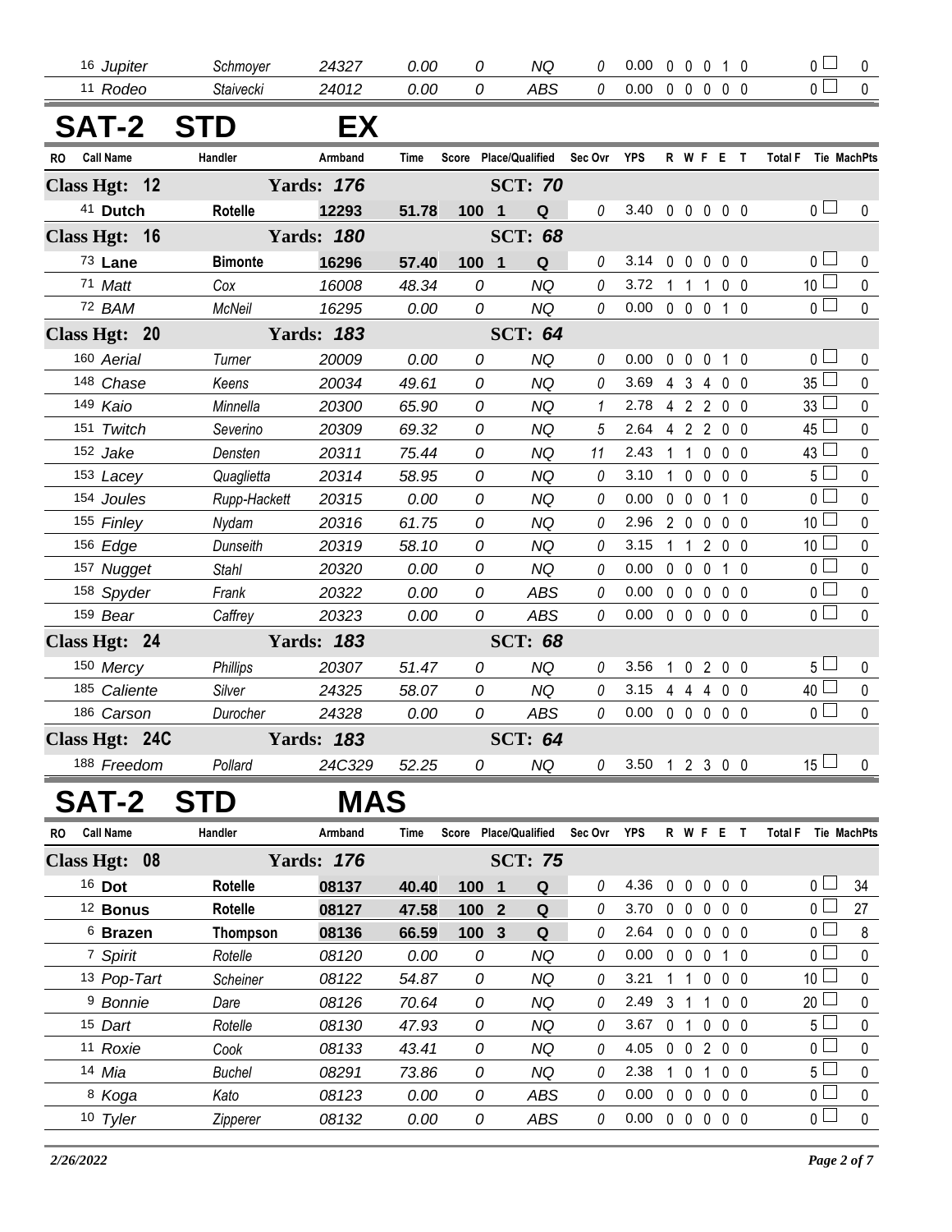| RO | Call Name | Handler | Armband | Time | Score | Place/Qualified | Sec Ovr | YPS | R | W | F | E | T | Total F | Tie | MachPts |
|---|---|---|---|---|---|---|---|---|---|---|---|---|---|---|---|---|
| 16 | *Jupiter* | *Schmoyer* | *24327* | *0.00* | *0* | *NQ* | *0* | 0.00 | 0 | 0 | 0 | 1 | 0 | 0 | ☐ | 0 |
| 11 | *Rodeo* | *Staivecki* | *24012* | *0.00* | *0* | *ABS* | *0* | 0.00 | 0 | 0 | 0 | 0 | 0 | 0 | ☐ | 0 |

# SAT-2 STD EX

| RO | Call Name | Handler | Armband | Time | Score | Place/Qualified | Sec Ovr | YPS | R | W | F | E | T | Total F | Tie | MachPts |
|---|---|---|---|---|---|---|---|---|---|---|---|---|---|---|---|---|
| **Class Hgt: 12** | | **Yards: *176*** | | | | **SCT: *70*** | | | | | | | | | | |
| 41 | **Dutch** | **Rotelle** | **12293** | **51.78** | **100** | **1 Q** | *0* | 3.40 | 0 | 0 | 0 | 0 | 0 | 0 | ☐ | 0 |
| **Class Hgt: 16** | | **Yards: *180*** | | | | **SCT: *68*** | | | | | | | | | | |
| 73 | **Lane** | **Bimonte** | **16296** | **57.40** | **100** | **1 Q** | *0* | 3.14 | 0 | 0 | 0 | 0 | 0 | 0 | ☐ | 0 |
| 71 | *Matt* | *Cox* | *16008* | *48.34* | *0* | *NQ* | *0* | 3.72 | 1 | 1 | 1 | 0 | 0 | 10 | ☐ | 0 |
| 72 | *BAM* | *McNeil* | *16295* | *0.00* | *0* | *NQ* | *0* | 0.00 | 0 | 0 | 0 | 1 | 0 | 0 | ☐ | 0 |
| **Class Hgt: 20** | | **Yards: *183*** | | | | **SCT: *64*** | | | | | | | | | | |
| 160 | *Aerial* | *Turner* | *20009* | *0.00* | *0* | *NQ* | *0* | 0.00 | 0 | 0 | 0 | 1 | 0 | 0 | ☐ | 0 |
| 148 | *Chase* | *Keens* | *20034* | *49.61* | *0* | *NQ* | *0* | 3.69 | 4 | 3 | 4 | 0 | 0 | 35 | ☐ | 0 |
| 149 | *Kaio* | *Minnella* | *20300* | *65.90* | *0* | *NQ* | *1* | 2.78 | 4 | 2 | 2 | 0 | 0 | 33 | ☐ | 0 |
| 151 | *Twitch* | *Severino* | *20309* | *69.32* | *0* | *NQ* | *5* | 2.64 | 4 | 2 | 2 | 0 | 0 | 45 | ☐ | 0 |
| 152 | *Jake* | *Densten* | *20311* | *75.44* | *0* | *NQ* | *11* | 2.43 | 1 | 1 | 0 | 0 | 0 | 43 | ☐ | 0 |
| 153 | *Lacey* | *Quaglietta* | *20314* | *58.95* | *0* | *NQ* | *0* | 3.10 | 1 | 0 | 0 | 0 | 0 | 5 | ☐ | 0 |
| 154 | *Joules* | *Rupp-Hackett* | *20315* | *0.00* | *0* | *NQ* | *0* | 0.00 | 0 | 0 | 0 | 1 | 0 | 0 | ☐ | 0 |
| 155 | *Finley* | *Nydam* | *20316* | *61.75* | *0* | *NQ* | *0* | 2.96 | 2 | 0 | 0 | 0 | 0 | 10 | ☐ | 0 |
| 156 | *Edge* | *Dunseith* | *20319* | *58.10* | *0* | *NQ* | *0* | 3.15 | 1 | 1 | 2 | 0 | 0 | 10 | ☐ | 0 |
| 157 | *Nugget* | *Stahl* | *20320* | *0.00* | *0* | *NQ* | *0* | 0.00 | 0 | 0 | 0 | 1 | 0 | 0 | ☐ | 0 |
| 158 | *Spyder* | *Frank* | *20322* | *0.00* | *0* | *ABS* | *0* | 0.00 | 0 | 0 | 0 | 0 | 0 | 0 | ☐ | 0 |
| 159 | *Bear* | *Caffrey* | *20323* | *0.00* | *0* | *ABS* | *0* | 0.00 | 0 | 0 | 0 | 0 | 0 | 0 | ☐ | 0 |
| **Class Hgt: 24** | | **Yards: *183*** | | | | **SCT: *68*** | | | | | | | | | | |
| 150 | *Mercy* | *Phillips* | *20307* | *51.47* | *0* | *NQ* | *0* | 3.56 | 1 | 0 | 2 | 0 | 0 | 5 | ☐ | 0 |
| 185 | *Caliente* | *Silver* | *24325* | *58.07* | *0* | *NQ* | *0* | 3.15 | 4 | 4 | 4 | 0 | 0 | 40 | ☐ | 0 |
| 186 | *Carson* | *Durocher* | *24328* | *0.00* | *0* | *ABS* | *0* | 0.00 | 0 | 0 | 0 | 0 | 0 | 0 | ☐ | 0 |
| **Class Hgt: 24C** | | **Yards: *183*** | | | | **SCT: *64*** | | | | | | | | | | |
| 188 | *Freedom* | *Pollard* | *24C329* | *52.25* | *0* | *NQ* | *0* | 3.50 | 1 | 2 | 3 | 0 | 0 | 15 | ☐ | 0 |

# SAT-2 STD MAS

| RO | Call Name | Handler | Armband | Time | Score | Place/Qualified | Sec Ovr | YPS | R | W | F | E | T | Total F | Tie | MachPts |
|---|---|---|---|---|---|---|---|---|---|---|---|---|---|---|---|---|
| **Class Hgt: 08** | | **Yards: *176*** | | | | **SCT: *75*** | | | | | | | | | | |
| 16 | **Dot** | **Rotelle** | **08137** | **40.40** | **100** | **1 Q** | *0* | 4.36 | 0 | 0 | 0 | 0 | 0 | 0 | ☐ | 34 |
| 12 | **Bonus** | **Rotelle** | **08127** | **47.58** | **100** | **2 Q** | *0* | 3.70 | 0 | 0 | 0 | 0 | 0 | 0 | ☐ | 27 |
| 6 | **Brazen** | **Thompson** | **08136** | **66.59** | **100** | **3 Q** | *0* | 2.64 | 0 | 0 | 0 | 0 | 0 | 0 | ☐ | 8 |
| 7 | *Spirit* | *Rotelle* | *08120* | *0.00* | *0* | *NQ* | *0* | 0.00 | 0 | 0 | 0 | 1 | 0 | 0 | ☐ | 0 |
| 13 | *Pop-Tart* | *Scheiner* | *08122* | *54.87* | *0* | *NQ* | *0* | 3.21 | 1 | 1 | 0 | 0 | 0 | 10 | ☐ | 0 |
| 9 | *Bonnie* | *Dare* | *08126* | *70.64* | *0* | *NQ* | *0* | 2.49 | 3 | 1 | 1 | 0 | 0 | 20 | ☐ | 0 |
| 15 | *Dart* | *Rotelle* | *08130* | *47.93* | *0* | *NQ* | *0* | 3.67 | 0 | 1 | 0 | 0 | 0 | 5 | ☐ | 0 |
| 11 | *Roxie* | *Cook* | *08133* | *43.41* | *0* | *NQ* | *0* | 4.05 | 0 | 0 | 2 | 0 | 0 | 0 | ☐ | 0 |
| 14 | *Mia* | *Buchel* | *08291* | *73.86* | *0* | *NQ* | *0* | 2.38 | 1 | 0 | 1 | 0 | 0 | 5 | ☐ | 0 |
| 8 | *Koga* | *Kato* | *08123* | *0.00* | *0* | *ABS* | *0* | 0.00 | 0 | 0 | 0 | 0 | 0 | 0 | ☐ | 0 |
| 10 | *Tyler* | *Zipperer* | *08132* | *0.00* | *0* | *ABS* | *0* | 0.00 | 0 | 0 | 0 | 0 | 0 | 0 | ☐ | 0 |

*2/26/2022*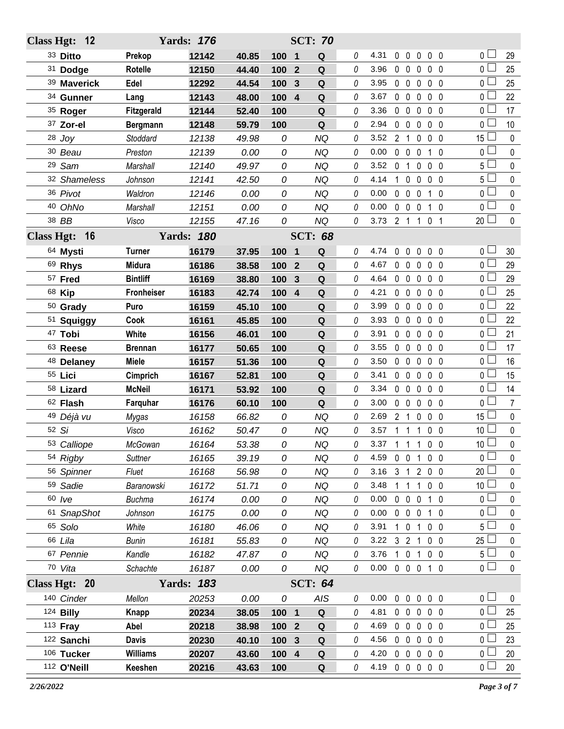| Class Hgt: 12 | | Yards: 176 | | | | SCT: 70 | | | | | | | | | |
|---|---|---|---|---|---|---|---|---|---|---|---|---|---|---|---|
| 33 **Ditto** | **Prekop** | **12142** | **40.85** | **100** | **1** | **Q** | 0 | 4.31 | 0 | 0 | 0 | 0 | 0 | 0 ☐ | 29 |
| 31 **Dodge** | **Rotelle** | **12150** | **44.40** | **100** | **2** | **Q** | 0 | 3.96 | 0 | 0 | 0 | 0 | 0 | 0 ☐ | 25 |
| 39 **Maverick** | **Edel** | **12292** | **44.54** | **100** | **3** | **Q** | 0 | 3.95 | 0 | 0 | 0 | 0 | 0 | 0 ☐ | 25 |
| 34 **Gunner** | **Lang** | **12143** | **48.00** | **100** | **4** | **Q** | 0 | 3.67 | 0 | 0 | 0 | 0 | 0 | 0 ☐ | 22 |
| 35 **Roger** | **Fitzgerald** | **12144** | **52.40** | **100** | | **Q** | 0 | 3.36 | 0 | 0 | 0 | 0 | 0 | 0 ☐ | 17 |
| 37 **Zor-el** | **Bergmann** | **12148** | **59.79** | **100** | | **Q** | 0 | 2.94 | 0 | 0 | 0 | 0 | 0 | 0 ☐ | 10 |
| 28 *Joy* | *Stoddard* | *12138* | *49.98* | *0* | | *NQ* | 0 | 3.52 | 2 | 1 | 0 | 0 | 0 | 15 ☐ | 0 |
| 30 *Beau* | *Preston* | *12139* | *0.00* | *0* | | *NQ* | 0 | 0.00 | 0 | 0 | 0 | 1 | 0 | 0 ☐ | 0 |
| 29 *Sam* | *Marshall* | *12140* | *49.97* | *0* | | *NQ* | 0 | 3.52 | 0 | 1 | 0 | 0 | 0 | 5 ☐ | 0 |
| 32 *Shameless* | *Johnson* | *12141* | *42.50* | *0* | | *NQ* | 0 | 4.14 | 1 | 0 | 0 | 0 | 0 | 5 ☐ | 0 |
| 36 *Pivot* | *Waldron* | *12146* | *0.00* | *0* | | *NQ* | 0 | 0.00 | 0 | 0 | 0 | 1 | 0 | 0 ☐ | 0 |
| 40 *OhNo* | *Marshall* | *12151* | *0.00* | *0* | | *NQ* | 0 | 0.00 | 0 | 0 | 0 | 1 | 0 | 0 ☐ | 0 |
| 38 *BB* | *Visco* | *12155* | *47.16* | *0* | | *NQ* | 0 | 3.73 | 2 | 1 | 1 | 0 | 1 | 20 ☐ | 0 |
| **Class Hgt: 16** | | **Yards: 180** | | | | **SCT: 68** | | | | | | | | | |
| 64 **Mysti** | **Turner** | **16179** | **37.95** | **100** | **1** | **Q** | 0 | 4.74 | 0 | 0 | 0 | 0 | 0 | 0 ☐ | 30 |
| 69 **Rhys** | **Midura** | **16186** | **38.58** | **100** | **2** | **Q** | 0 | 4.67 | 0 | 0 | 0 | 0 | 0 | 0 ☐ | 29 |
| 57 **Fred** | **Bintliff** | **16169** | **38.80** | **100** | **3** | **Q** | 0 | 4.64 | 0 | 0 | 0 | 0 | 0 | 0 ☐ | 29 |
| 68 **Kip** | **Fronheiser** | **16183** | **42.74** | **100** | **4** | **Q** | 0 | 4.21 | 0 | 0 | 0 | 0 | 0 | 0 ☐ | 25 |
| 50 **Grady** | **Puro** | **16159** | **45.10** | **100** | | **Q** | 0 | 3.99 | 0 | 0 | 0 | 0 | 0 | 0 ☐ | 22 |
| 51 **Squiggy** | **Cook** | **16161** | **45.85** | **100** | | **Q** | 0 | 3.93 | 0 | 0 | 0 | 0 | 0 | 0 ☐ | 22 |
| 47 **Tobi** | **White** | **16156** | **46.01** | **100** | | **Q** | 0 | 3.91 | 0 | 0 | 0 | 0 | 0 | 0 ☐ | 21 |
| 63 **Reese** | **Brennan** | **16177** | **50.65** | **100** | | **Q** | 0 | 3.55 | 0 | 0 | 0 | 0 | 0 | 0 ☐ | 17 |
| 48 **Delaney** | **Miele** | **16157** | **51.36** | **100** | | **Q** | 0 | 3.50 | 0 | 0 | 0 | 0 | 0 | 0 ☐ | 16 |
| 55 **Lici** | **Cimprich** | **16167** | **52.81** | **100** | | **Q** | 0 | 3.41 | 0 | 0 | 0 | 0 | 0 | 0 ☐ | 15 |
| 58 **Lizard** | **McNeil** | **16171** | **53.92** | **100** | | **Q** | 0 | 3.34 | 0 | 0 | 0 | 0 | 0 | 0 ☐ | 14 |
| 62 **Flash** | **Farquhar** | **16176** | **60.10** | **100** | | **Q** | 0 | 3.00 | 0 | 0 | 0 | 0 | 0 | 0 ☐ | 7 |
| 49 *Déjà vu* | *Mygas* | *16158* | *66.82* | *0* | | *NQ* | 0 | 2.69 | 2 | 1 | 0 | 0 | 0 | 15 ☐ | 0 |
| 52 *Si* | *Visco* | *16162* | *50.47* | *0* | | *NQ* | 0 | 3.57 | 1 | 1 | 1 | 0 | 0 | 10 ☐ | 0 |
| 53 *Calliope* | *McGowan* | *16164* | *53.38* | *0* | | *NQ* | 0 | 3.37 | 1 | 1 | 1 | 0 | 0 | 10 ☐ | 0 |
| 54 *Rigby* | *Suttner* | *16165* | *39.19* | *0* | | *NQ* | 0 | 4.59 | 0 | 0 | 1 | 0 | 0 | 0 ☐ | 0 |
| 56 *Spinner* | *Fluet* | *16168* | *56.98* | *0* | | *NQ* | 0 | 3.16 | 3 | 1 | 2 | 0 | 0 | 20 ☐ | 0 |
| 59 *Sadie* | *Baranowski* | *16172* | *51.71* | *0* | | *NQ* | 0 | 3.48 | 1 | 1 | 1 | 0 | 0 | 10 ☐ | 0 |
| 60 *Ive* | *Buchma* | *16174* | *0.00* | *0* | | *NQ* | 0 | 0.00 | 0 | 0 | 0 | 1 | 0 | 0 ☐ | 0 |
| 61 *SnapShot* | *Johnson* | *16175* | *0.00* | *0* | | *NQ* | 0 | 0.00 | 0 | 0 | 0 | 1 | 0 | 0 ☐ | 0 |
| 65 *Solo* | *White* | *16180* | *46.06* | *0* | | *NQ* | 0 | 3.91 | 1 | 0 | 1 | 0 | 0 | 5 ☐ | 0 |
| 66 *Lila* | *Bunin* | *16181* | *55.83* | *0* | | *NQ* | 0 | 3.22 | 3 | 2 | 1 | 0 | 0 | 25 ☐ | 0 |
| 67 *Pennie* | *Kandle* | *16182* | *47.87* | *0* | | *NQ* | 0 | 3.76 | 1 | 0 | 1 | 0 | 0 | 5 ☐ | 0 |
| 70 *Vita* | *Schachte* | *16187* | *0.00* | *0* | | *NQ* | 0 | 0.00 | 0 | 0 | 0 | 1 | 0 | 0 ☐ | 0 |
| **Class Hgt: 20** | | **Yards: 183** | | | | **SCT: 64** | | | | | | | | | |
| 140 *Cinder* | *Mellon* | *20253* | *0.00* | *0* | | *AIS* | 0 | 0.00 | 0 | 0 | 0 | 0 | 0 | 0 ☐ | 0 |
| 124 **Billy** | **Knapp** | **20234** | **38.05** | **100** | **1** | **Q** | 0 | 4.81 | 0 | 0 | 0 | 0 | 0 | 0 ☐ | 25 |
| 113 **Fray** | **Abel** | **20218** | **38.98** | **100** | **2** | **Q** | 0 | 4.69 | 0 | 0 | 0 | 0 | 0 | 0 ☐ | 25 |
| 122 **Sanchi** | **Davis** | **20230** | **40.10** | **100** | **3** | **Q** | 0 | 4.56 | 0 | 0 | 0 | 0 | 0 | 0 ☐ | 23 |
| 106 **Tucker** | **Williams** | **20207** | **43.60** | **100** | **4** | **Q** | 0 | 4.20 | 0 | 0 | 0 | 0 | 0 | 0 ☐ | 20 |
| 112 **O'Neill** | **Keeshen** | **20216** | **43.63** | **100** | | **Q** | 0 | 4.19 | 0 | 0 | 0 | 0 | 0 | 0 ☐ | 20 |

*2/26/2022*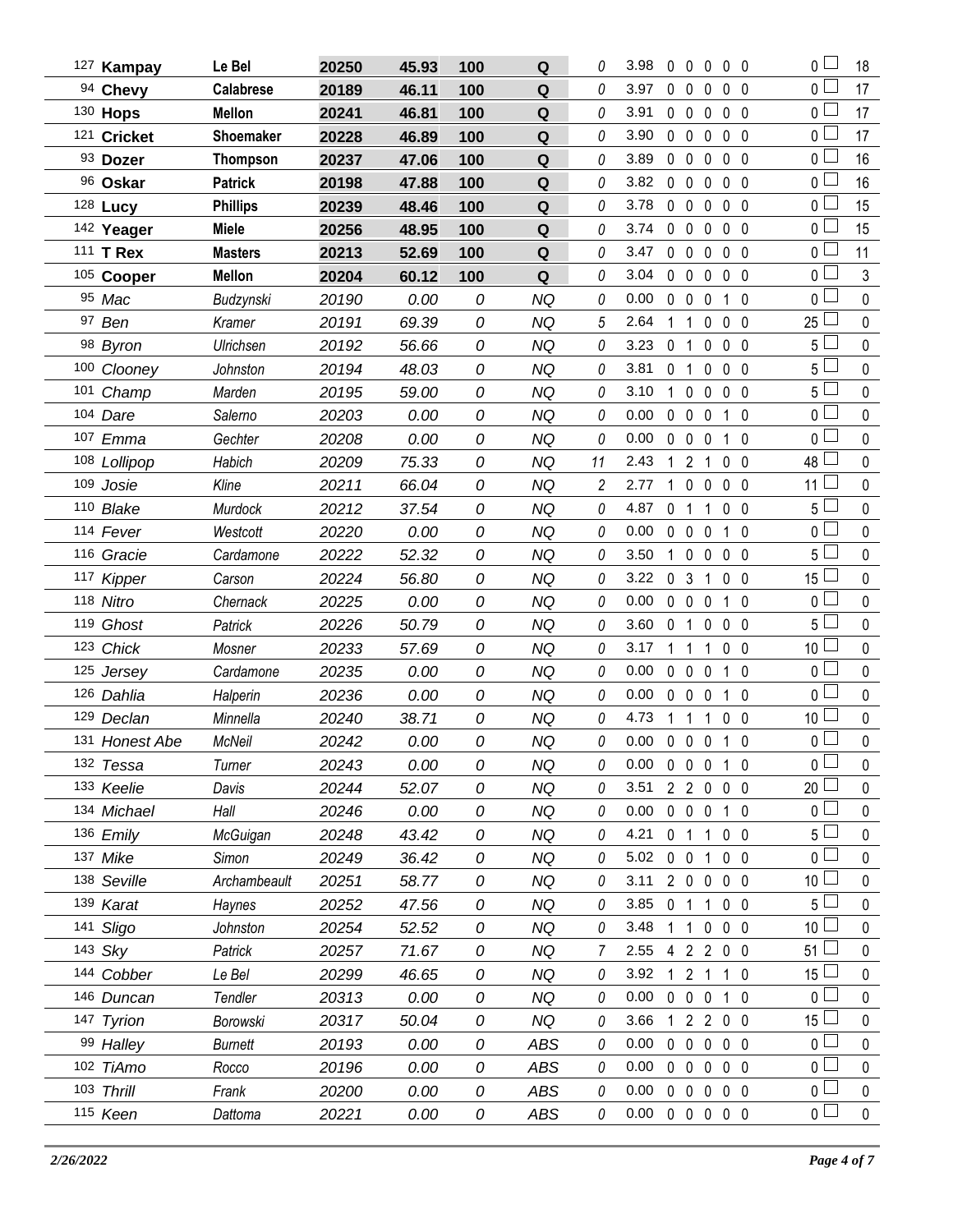| Armband | Dog | Handler | Reg | Time | Score | Result | Time Faults | YPS | | | | | | Total Faults | | Points |
|---|---|---|---|---|---|---|---|---|---|---|---|---|---|---|---|---|
| 127 | **Kampay** | **Le Bel** | **20250** | **45.93** | **100** | **Q** | 0 | 3.98 | 0 | 0 | 0 | 0 | 0 | 0 | ☐ | 18 |
| 94 | **Chevy** | **Calabrese** | **20189** | **46.11** | **100** | **Q** | 0 | 3.97 | 0 | 0 | 0 | 0 | 0 | 0 | ☐ | 17 |
| 130 | **Hops** | **Mellon** | **20241** | **46.81** | **100** | **Q** | 0 | 3.91 | 0 | 0 | 0 | 0 | 0 | 0 | ☐ | 17 |
| 121 | **Cricket** | **Shoemaker** | **20228** | **46.89** | **100** | **Q** | 0 | 3.90 | 0 | 0 | 0 | 0 | 0 | 0 | ☐ | 17 |
| 93 | **Dozer** | **Thompson** | **20237** | **47.06** | **100** | **Q** | 0 | 3.89 | 0 | 0 | 0 | 0 | 0 | 0 | ☐ | 16 |
| 96 | **Oskar** | **Patrick** | **20198** | **47.88** | **100** | **Q** | 0 | 3.82 | 0 | 0 | 0 | 0 | 0 | 0 | ☐ | 16 |
| 128 | **Lucy** | **Phillips** | **20239** | **48.46** | **100** | **Q** | 0 | 3.78 | 0 | 0 | 0 | 0 | 0 | 0 | ☐ | 15 |
| 142 | **Yeager** | **Miele** | **20256** | **48.95** | **100** | **Q** | 0 | 3.74 | 0 | 0 | 0 | 0 | 0 | 0 | ☐ | 15 |
| 111 | **T Rex** | **Masters** | **20213** | **52.69** | **100** | **Q** | 0 | 3.47 | 0 | 0 | 0 | 0 | 0 | 0 | ☐ | 11 |
| 105 | **Cooper** | **Mellon** | **20204** | **60.12** | **100** | **Q** | 0 | 3.04 | 0 | 0 | 0 | 0 | 0 | 0 | ☐ | 3 |
| 95 | *Mac* | *Budzynski* | *20190* | *0.00* | *0* | *NQ* | 0 | 0.00 | 0 | 0 | 0 | 1 | 0 | 0 | ☐ | 0 |
| 97 | *Ben* | *Kramer* | *20191* | *69.39* | *0* | *NQ* | 5 | 2.64 | 1 | 1 | 0 | 0 | 0 | 25 | ☐ | 0 |
| 98 | *Byron* | *Ulrichsen* | *20192* | *56.66* | *0* | *NQ* | 0 | 3.23 | 0 | 1 | 0 | 0 | 0 | 5 | ☐ | 0 |
| 100 | *Clooney* | *Johnston* | *20194* | *48.03* | *0* | *NQ* | 0 | 3.81 | 0 | 1 | 0 | 0 | 0 | 5 | ☐ | 0 |
| 101 | *Champ* | *Marden* | *20195* | *59.00* | *0* | *NQ* | 0 | 3.10 | 1 | 0 | 0 | 0 | 0 | 5 | ☐ | 0 |
| 104 | *Dare* | *Salerno* | *20203* | *0.00* | *0* | *NQ* | 0 | 0.00 | 0 | 0 | 0 | 1 | 0 | 0 | ☐ | 0 |
| 107 | *Emma* | *Gechter* | *20208* | *0.00* | *0* | *NQ* | 0 | 0.00 | 0 | 0 | 0 | 1 | 0 | 0 | ☐ | 0 |
| 108 | *Lollipop* | *Habich* | *20209* | *75.33* | *0* | *NQ* | 11 | 2.43 | 1 | 2 | 1 | 0 | 0 | 48 | ☐ | 0 |
| 109 | *Josie* | *Kline* | *20211* | *66.04* | *0* | *NQ* | 2 | 2.77 | 1 | 0 | 0 | 0 | 0 | 11 | ☐ | 0 |
| 110 | *Blake* | *Murdock* | *20212* | *37.54* | *0* | *NQ* | 0 | 4.87 | 0 | 1 | 1 | 0 | 0 | 5 | ☐ | 0 |
| 114 | *Fever* | *Westcott* | *20220* | *0.00* | *0* | *NQ* | 0 | 0.00 | 0 | 0 | 0 | 1 | 0 | 0 | ☐ | 0 |
| 116 | *Gracie* | *Cardamone* | *20222* | *52.32* | *0* | *NQ* | 0 | 3.50 | 1 | 0 | 0 | 0 | 0 | 5 | ☐ | 0 |
| 117 | *Kipper* | *Carson* | *20224* | *56.80* | *0* | *NQ* | 0 | 3.22 | 0 | 3 | 1 | 0 | 0 | 15 | ☐ | 0 |
| 118 | *Nitro* | *Chernack* | *20225* | *0.00* | *0* | *NQ* | 0 | 0.00 | 0 | 0 | 0 | 1 | 0 | 0 | ☐ | 0 |
| 119 | *Ghost* | *Patrick* | *20226* | *50.79* | *0* | *NQ* | 0 | 3.60 | 0 | 1 | 0 | 0 | 0 | 5 | ☐ | 0 |
| 123 | *Chick* | *Mosner* | *20233* | *57.69* | *0* | *NQ* | 0 | 3.17 | 1 | 1 | 1 | 0 | 0 | 10 | ☐ | 0 |
| 125 | *Jersey* | *Cardamone* | *20235* | *0.00* | *0* | *NQ* | 0 | 0.00 | 0 | 0 | 0 | 1 | 0 | 0 | ☐ | 0 |
| 126 | *Dahlia* | *Halperin* | *20236* | *0.00* | *0* | *NQ* | 0 | 0.00 | 0 | 0 | 0 | 1 | 0 | 0 | ☐ | 0 |
| 129 | *Declan* | *Minnella* | *20240* | *38.71* | *0* | *NQ* | 0 | 4.73 | 1 | 1 | 1 | 0 | 0 | 10 | ☐ | 0 |
| 131 | *Honest Abe* | *McNeil* | *20242* | *0.00* | *0* | *NQ* | 0 | 0.00 | 0 | 0 | 0 | 1 | 0 | 0 | ☐ | 0 |
| 132 | *Tessa* | *Turner* | *20243* | *0.00* | *0* | *NQ* | 0 | 0.00 | 0 | 0 | 0 | 1 | 0 | 0 | ☐ | 0 |
| 133 | *Keelie* | *Davis* | *20244* | *52.07* | *0* | *NQ* | 0 | 3.51 | 2 | 2 | 0 | 0 | 0 | 20 | ☐ | 0 |
| 134 | *Michael* | *Hall* | *20246* | *0.00* | *0* | *NQ* | 0 | 0.00 | 0 | 0 | 0 | 1 | 0 | 0 | ☐ | 0 |
| 136 | *Emily* | *McGuigan* | *20248* | *43.42* | *0* | *NQ* | 0 | 4.21 | 0 | 1 | 1 | 0 | 0 | 5 | ☐ | 0 |
| 137 | *Mike* | *Simon* | *20249* | *36.42* | *0* | *NQ* | 0 | 5.02 | 0 | 0 | 1 | 0 | 0 | 0 | ☐ | 0 |
| 138 | *Seville* | *Archambeault* | *20251* | *58.77* | *0* | *NQ* | 0 | 3.11 | 2 | 0 | 0 | 0 | 0 | 10 | ☐ | 0 |
| 139 | *Karat* | *Haynes* | *20252* | *47.56* | *0* | *NQ* | 0 | 3.85 | 0 | 1 | 1 | 0 | 0 | 5 | ☐ | 0 |
| 141 | *Sligo* | *Johnston* | *20254* | *52.52* | *0* | *NQ* | 0 | 3.48 | 1 | 1 | 0 | 0 | 0 | 10 | ☐ | 0 |
| 143 | *Sky* | *Patrick* | *20257* | *71.67* | *0* | *NQ* | 7 | 2.55 | 4 | 2 | 2 | 0 | 0 | 51 | ☐ | 0 |
| 144 | *Cobber* | *Le Bel* | *20299* | *46.65* | *0* | *NQ* | 0 | 3.92 | 1 | 2 | 1 | 1 | 0 | 15 | ☐ | 0 |
| 146 | *Duncan* | *Tendler* | *20313* | *0.00* | *0* | *NQ* | 0 | 0.00 | 0 | 0 | 0 | 1 | 0 | 0 | ☐ | 0 |
| 147 | *Tyrion* | *Borowski* | *20317* | *50.04* | *0* | *NQ* | 0 | 3.66 | 1 | 2 | 2 | 0 | 0 | 15 | ☐ | 0 |
| 99 | *Halley* | *Burnett* | *20193* | *0.00* | *0* | *ABS* | 0 | 0.00 | 0 | 0 | 0 | 0 | 0 | 0 | ☐ | 0 |
| 102 | *TiAmo* | *Rocco* | *20196* | *0.00* | *0* | *ABS* | 0 | 0.00 | 0 | 0 | 0 | 0 | 0 | 0 | ☐ | 0 |
| 103 | *Thrill* | *Frank* | *20200* | *0.00* | *0* | *ABS* | 0 | 0.00 | 0 | 0 | 0 | 0 | 0 | 0 | ☐ | 0 |
| 115 | *Keen* | *Dattoma* | *20221* | *0.00* | *0* | *ABS* | 0 | 0.00 | 0 | 0 | 0 | 0 | 0 | 0 | ☐ | 0 |

*2/26/2022*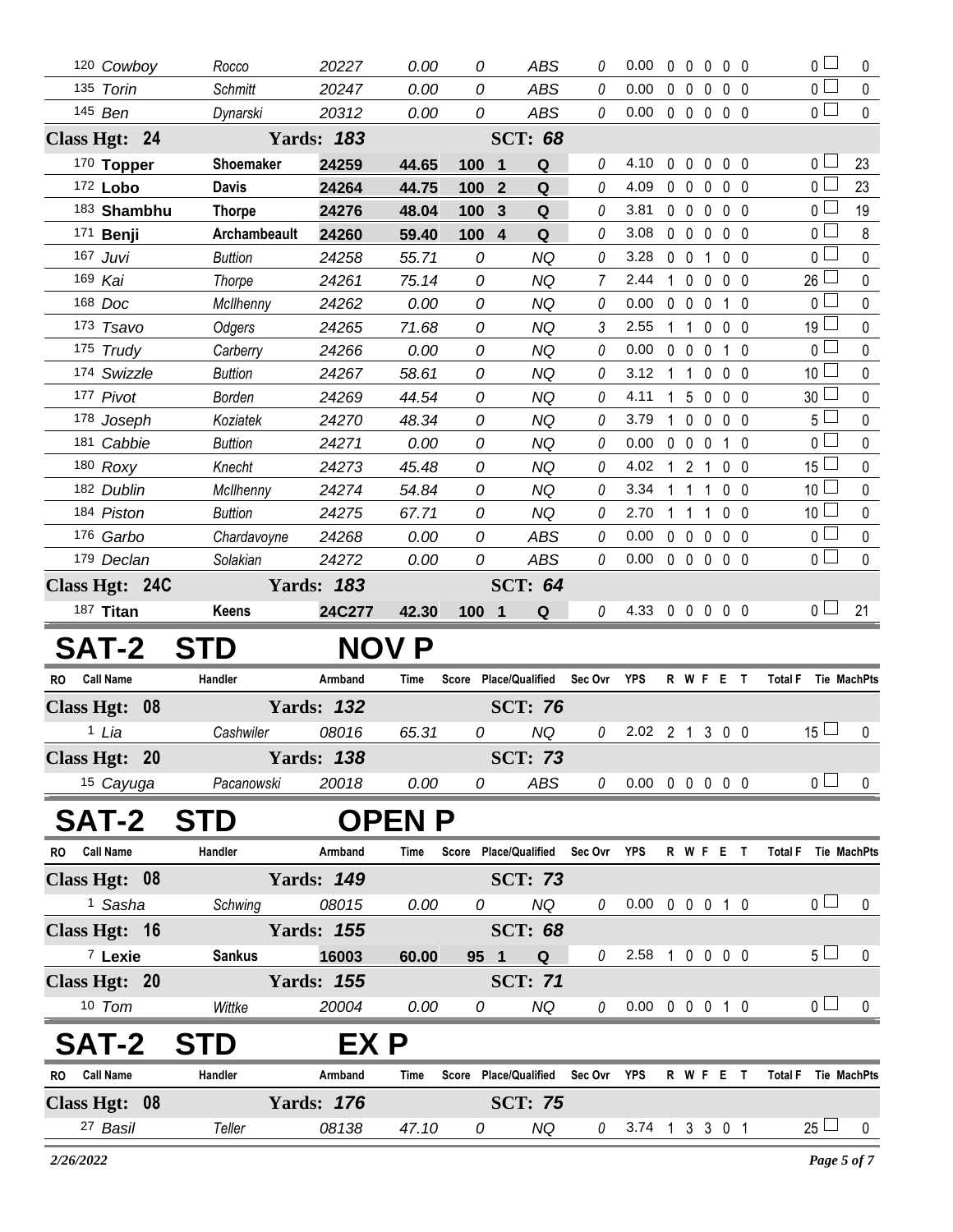| RO | Call Name | Handler | Armband | Time | Score | Place/Qualified | Sec Ovr | YPS | R | W | F | E | T | Total F | Tie | MachPts |
|---|---|---|---|---|---|---|---|---|---|---|---|---|---|---|---|---|
| 120 | *Cowboy* | *Rocco* | *20227* | *0.00* | *0* | *ABS* | 0 | 0.00 | 0 | 0 | 0 | 0 | 0 | 0 | ☐ | 0 |
| 135 | *Torin* | *Schmitt* | *20247* | *0.00* | *0* | *ABS* | 0 | 0.00 | 0 | 0 | 0 | 0 | 0 | 0 | ☐ | 0 |
| 145 | *Ben* | *Dynarski* | *20312* | *0.00* | *0* | *ABS* | 0 | 0.00 | 0 | 0 | 0 | 0 | 0 | 0 | ☐ | 0 |
| **Class Hgt: 24** | | **Yards: 183** | | | | **SCT: 68** | | | | | | | | | | |
| 170 | **Topper** | **Shoemaker** | **24259** | **44.65** | **100** | **1 Q** | 0 | 4.10 | 0 | 0 | 0 | 0 | 0 | 0 | ☐ | 23 |
| 172 | **Lobo** | **Davis** | **24264** | **44.75** | **100** | **2 Q** | 0 | 4.09 | 0 | 0 | 0 | 0 | 0 | 0 | ☐ | 23 |
| 183 | **Shambhu** | **Thorpe** | **24276** | **48.04** | **100** | **3 Q** | 0 | 3.81 | 0 | 0 | 0 | 0 | 0 | 0 | ☐ | 19 |
| 171 | **Benji** | **Archambeault** | **24260** | **59.40** | **100** | **4 Q** | 0 | 3.08 | 0 | 0 | 0 | 0 | 0 | 0 | ☐ | 8 |
| 167 | *Juvi* | *Buttion* | *24258* | *55.71* | *0* | *NQ* | 0 | 3.28 | 0 | 0 | 1 | 0 | 0 | 0 | ☐ | 0 |
| 169 | *Kai* | *Thorpe* | *24261* | *75.14* | *0* | *NQ* | 7 | 2.44 | 1 | 0 | 0 | 0 | 0 | 26 | ☐ | 0 |
| 168 | *Doc* | *McIlhenny* | *24262* | *0.00* | *0* | *NQ* | 0 | 0.00 | 0 | 0 | 0 | 1 | 0 | 0 | ☐ | 0 |
| 173 | *Tsavo* | *Odgers* | *24265* | *71.68* | *0* | *NQ* | 3 | 2.55 | 1 | 1 | 0 | 0 | 0 | 19 | ☐ | 0 |
| 175 | *Trudy* | *Carberry* | *24266* | *0.00* | *0* | *NQ* | 0 | 0.00 | 0 | 0 | 0 | 1 | 0 | 0 | ☐ | 0 |
| 174 | *Swizzle* | *Buttion* | *24267* | *58.61* | *0* | *NQ* | 0 | 3.12 | 1 | 1 | 0 | 0 | 0 | 10 | ☐ | 0 |
| 177 | *Pivot* | *Borden* | *24269* | *44.54* | *0* | *NQ* | 0 | 4.11 | 1 | 5 | 0 | 0 | 0 | 30 | ☐ | 0 |
| 178 | *Joseph* | *Koziatek* | *24270* | *48.34* | *0* | *NQ* | 0 | 3.79 | 1 | 0 | 0 | 0 | 0 | 5 | ☐ | 0 |
| 181 | *Cabbie* | *Buttion* | *24271* | *0.00* | *0* | *NQ* | 0 | 0.00 | 0 | 0 | 0 | 1 | 0 | 0 | ☐ | 0 |
| 180 | *Roxy* | *Knecht* | *24273* | *45.48* | *0* | *NQ* | 0 | 4.02 | 1 | 2 | 1 | 0 | 0 | 15 | ☐ | 0 |
| 182 | *Dublin* | *McIlhenny* | *24274* | *54.84* | *0* | *NQ* | 0 | 3.34 | 1 | 1 | 1 | 0 | 0 | 10 | ☐ | 0 |
| 184 | *Piston* | *Buttion* | *24275* | *67.71* | *0* | *NQ* | 0 | 2.70 | 1 | 1 | 1 | 0 | 0 | 10 | ☐ | 0 |
| 176 | *Garbo* | *Chardavoyne* | *24268* | *0.00* | *0* | *ABS* | 0 | 0.00 | 0 | 0 | 0 | 0 | 0 | 0 | ☐ | 0 |
| 179 | *Declan* | *Solakian* | *24272* | *0.00* | *0* | *ABS* | 0 | 0.00 | 0 | 0 | 0 | 0 | 0 | 0 | ☐ | 0 |
| **Class Hgt: 24C** | | **Yards: 183** | | | | **SCT: 64** | | | | | | | | | | |
| 187 | **Titan** | **Keens** | **24C277** | **42.30** | **100** | **1 Q** | 0 | 4.33 | 0 | 0 | 0 | 0 | 0 | 0 | ☐ | 21 |

# SAT-2 STD NOV P

| RO | Call Name | Handler | Armband | Time | Score | Place/Qualified | Sec Ovr | YPS | R | W | F | E | T | Total F | Tie | MachPts |
|---|---|---|---|---|---|---|---|---|---|---|---|---|---|---|---|---|
| **Class Hgt: 08** | | **Yards: 132** | | | | **SCT: 76** | | | | | | | | | | |
| 1 | *Lia* | *Cashwiler* | *08016* | *65.31* | *0* | *NQ* | 0 | 2.02 | 2 | 1 | 3 | 0 | 0 | 15 | ☐ | 0 |
| **Class Hgt: 20** | | **Yards: 138** | | | | **SCT: 73** | | | | | | | | | | |
| 15 | *Cayuga* | *Pacanowski* | *20018* | *0.00* | *0* | *ABS* | 0 | 0.00 | 0 | 0 | 0 | 0 | 0 | 0 | ☐ | 0 |

# SAT-2 STD OPEN P

| RO | Call Name | Handler | Armband | Time | Score | Place/Qualified | Sec Ovr | YPS | R | W | F | E | T | Total F | Tie | MachPts |
|---|---|---|---|---|---|---|---|---|---|---|---|---|---|---|---|---|
| **Class Hgt: 08** | | **Yards: 149** | | | | **SCT: 73** | | | | | | | | | | |
| 1 | *Sasha* | *Schwing* | *08015* | *0.00* | *0* | *NQ* | 0 | 0.00 | 0 | 0 | 0 | 1 | 0 | 0 | ☐ | 0 |
| **Class Hgt: 16** | | **Yards: 155** | | | | **SCT: 68** | | | | | | | | | | |
| 7 | **Lexie** | **Sankus** | **16003** | **60.00** | **95** | **1 Q** | 0 | 2.58 | 1 | 0 | 0 | 0 | 0 | 5 | ☐ | 0 |
| **Class Hgt: 20** | | **Yards: 155** | | | | **SCT: 71** | | | | | | | | | | |
| 10 | *Tom* | *Wittke* | *20004* | *0.00* | *0* | *NQ* | 0 | 0.00 | 0 | 0 | 0 | 1 | 0 | 0 | ☐ | 0 |

# SAT-2 STD EX P

| RO | Call Name | Handler | Armband | Time | Score | Place/Qualified | Sec Ovr | YPS | R | W | F | E | T | Total F | Tie | MachPts |
|---|---|---|---|---|---|---|---|---|---|---|---|---|---|---|---|---|
| **Class Hgt: 08** | | **Yards: 176** | | | | **SCT: 75** | | | | | | | | | | |
| 27 | *Basil* | *Teller* | *08138* | *47.10* | *0* | *NQ* | 0 | 3.74 | 1 | 3 | 3 | 0 | 1 | 25 | ☐ | 0 |

*2/26/2022*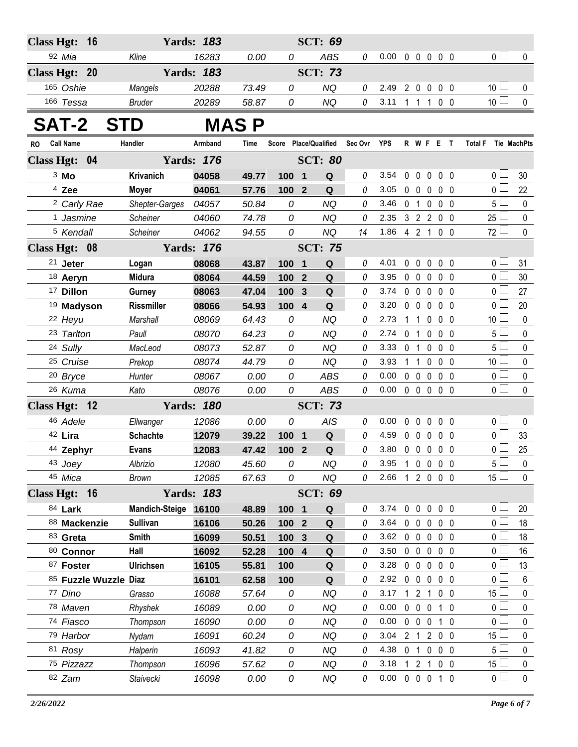| RO | Call Name | Handler | Armband | Time | Score | Place/Qualified | | Sec Ovr | YPS | R | W | F | E | T | Total F | Tie | MachPts |
|---|---|---|---|---|---|---|---|---|---|---|---|---|---|---|---|---|---|
| **Class Hgt: 16** | | **Yards: 183** | | | | **SCT: 69** | | | | | | | | | | | |
| 92 | Mia | Kline | 16283 | 0.00 | 0 | | ABS | 0 | 0.00 | 0 | 0 | 0 | 0 | 0 | 0 | | 0 |
| **Class Hgt: 20** | | **Yards: 183** | | | | **SCT: 73** | | | | | | | | | | | |
| 165 | Oshie | Mangels | 20288 | 73.49 | 0 | | NQ | 0 | 2.49 | 2 | 0 | 0 | 0 | 0 | 10 | | 0 |
| 166 | Tessa | Bruder | 20289 | 58.87 | 0 | | NQ | 0 | 3.11 | 1 | 1 | 1 | 0 | 0 | 10 | | 0 |

# SAT-2 STD MAS P

| RO | Call Name | Handler | Armband | Time | Score | Place/Qualified | | Sec Ovr | YPS | R | W | F | E | T | Total F | Tie | MachPts |
|---|---|---|---|---|---|---|---|---|---|---|---|---|---|---|---|---|---|
| **Class Hgt: 04** | | **Yards: 176** | | | | **SCT: 80** | | | | | | | | | | | |
| 3 | **Mo** | **Krivanich** | **04058** | **49.77** | **100** | **1** | **Q** | 0 | 3.54 | 0 | 0 | 0 | 0 | 0 | 0 | | 30 |
| 4 | **Zee** | **Moyer** | **04061** | **57.76** | **100** | **2** | **Q** | 0 | 3.05 | 0 | 0 | 0 | 0 | 0 | 0 | | 22 |
| 2 | Carly Rae | Shepter-Garges | 04057 | 50.84 | 0 | | NQ | 0 | 3.46 | 0 | 1 | 0 | 0 | 0 | 5 | | 0 |
| 1 | Jasmine | Scheiner | 04060 | 74.78 | 0 | | NQ | 0 | 2.35 | 3 | 2 | 2 | 0 | 0 | 25 | | 0 |
| 5 | Kendall | Scheiner | 04062 | 94.55 | 0 | | NQ | 14 | 1.86 | 4 | 2 | 1 | 0 | 0 | 72 | | 0 |
| **Class Hgt: 08** | | **Yards: 176** | | | | **SCT: 75** | | | | | | | | | | | |
| 21 | **Jeter** | **Logan** | **08068** | **43.87** | **100** | **1** | **Q** | 0 | 4.01 | 0 | 0 | 0 | 0 | 0 | 0 | | 31 |
| 18 | **Aeryn** | **Midura** | **08064** | **44.59** | **100** | **2** | **Q** | 0 | 3.95 | 0 | 0 | 0 | 0 | 0 | 0 | | 30 |
| 17 | **Dillon** | **Gurney** | **08063** | **47.04** | **100** | **3** | **Q** | 0 | 3.74 | 0 | 0 | 0 | 0 | 0 | 0 | | 27 |
| 19 | **Madyson** | **Rissmiller** | **08066** | **54.93** | **100** | **4** | **Q** | 0 | 3.20 | 0 | 0 | 0 | 0 | 0 | 0 | | 20 |
| 22 | Heyu | Marshall | 08069 | 64.43 | 0 | | NQ | 0 | 2.73 | 1 | 1 | 0 | 0 | 0 | 10 | | 0 |
| 23 | Tarlton | Paull | 08070 | 64.23 | 0 | | NQ | 0 | 2.74 | 0 | 1 | 0 | 0 | 0 | 5 | | 0 |
| 24 | Sully | MacLeod | 08073 | 52.87 | 0 | | NQ | 0 | 3.33 | 0 | 1 | 0 | 0 | 0 | 5 | | 0 |
| 25 | Cruise | Prekop | 08074 | 44.79 | 0 | | NQ | 0 | 3.93 | 1 | 1 | 0 | 0 | 0 | 10 | | 0 |
| 20 | Bryce | Hunter | 08067 | 0.00 | 0 | | ABS | 0 | 0.00 | 0 | 0 | 0 | 0 | 0 | 0 | | 0 |
| 26 | Kuma | Kato | 08076 | 0.00 | 0 | | ABS | 0 | 0.00 | 0 | 0 | 0 | 0 | 0 | 0 | | 0 |
| **Class Hgt: 12** | | **Yards: 180** | | | | **SCT: 73** | | | | | | | | | | | |
| 46 | Adele | Ellwanger | 12086 | 0.00 | 0 | | AIS | 0 | 0.00 | 0 | 0 | 0 | 0 | 0 | 0 | | 0 |
| 42 | **Lira** | **Schachte** | **12079** | **39.22** | **100** | **1** | **Q** | 0 | 4.59 | 0 | 0 | 0 | 0 | 0 | 0 | | 33 |
| 44 | **Zephyr** | **Evans** | **12083** | **47.42** | **100** | **2** | **Q** | 0 | 3.80 | 0 | 0 | 0 | 0 | 0 | 0 | | 25 |
| 43 | Joey | Albrizio | 12080 | 45.60 | 0 | | NQ | 0 | 3.95 | 1 | 0 | 0 | 0 | 0 | 5 | | 0 |
| 45 | Mica | Brown | 12085 | 67.63 | 0 | | NQ | 0 | 2.66 | 1 | 2 | 0 | 0 | 0 | 15 | | 0 |
| **Class Hgt: 16** | | **Yards: 183** | | | | **SCT: 69** | | | | | | | | | | | |
| 84 | **Lark** | **Mandich-Steige** | **16100** | **48.89** | **100** | **1** | **Q** | 0 | 3.74 | 0 | 0 | 0 | 0 | 0 | 0 | | 20 |
| 88 | **Mackenzie** | **Sullivan** | **16106** | **50.26** | **100** | **2** | **Q** | 0 | 3.64 | 0 | 0 | 0 | 0 | 0 | 0 | | 18 |
| 83 | **Greta** | **Smith** | **16099** | **50.51** | **100** | **3** | **Q** | 0 | 3.62 | 0 | 0 | 0 | 0 | 0 | 0 | | 18 |
| 80 | **Connor** | **Hall** | **16092** | **52.28** | **100** | **4** | **Q** | 0 | 3.50 | 0 | 0 | 0 | 0 | 0 | 0 | | 16 |
| 87 | **Foster** | **Ulrichsen** | **16105** | **55.81** | **100** | | **Q** | 0 | 3.28 | 0 | 0 | 0 | 0 | 0 | 0 | | 13 |
| 85 | **Fuzzle Wuzzle** | **Diaz** | **16101** | **62.58** | **100** | | **Q** | 0 | 2.92 | 0 | 0 | 0 | 0 | 0 | 0 | | 6 |
| 77 | Dino | Grasso | 16088 | 57.64 | 0 | | NQ | 0 | 3.17 | 1 | 2 | 1 | 0 | 0 | 15 | | 0 |
| 78 | Maven | Rhyshek | 16089 | 0.00 | 0 | | NQ | 0 | 0.00 | 0 | 0 | 0 | 1 | 0 | 0 | | 0 |
| 74 | Fiasco | Thompson | 16090 | 0.00 | 0 | | NQ | 0 | 0.00 | 0 | 0 | 0 | 1 | 0 | 0 | | 0 |
| 79 | Harbor | Nydam | 16091 | 60.24 | 0 | | NQ | 0 | 3.04 | 2 | 1 | 2 | 0 | 0 | 15 | | 0 |
| 81 | Rosy | Halperin | 16093 | 41.82 | 0 | | NQ | 0 | 4.38 | 0 | 1 | 0 | 0 | 0 | 5 | | 0 |
| 75 | Pizzazz | Thompson | 16096 | 57.62 | 0 | | NQ | 0 | 3.18 | 1 | 2 | 1 | 0 | 0 | 15 | | 0 |
| 82 | Zam | Staivecki | 16098 | 0.00 | 0 | | NQ | 0 | 0.00 | 0 | 0 | 0 | 1 | 0 | 0 | | 0 |

*2/26/2022*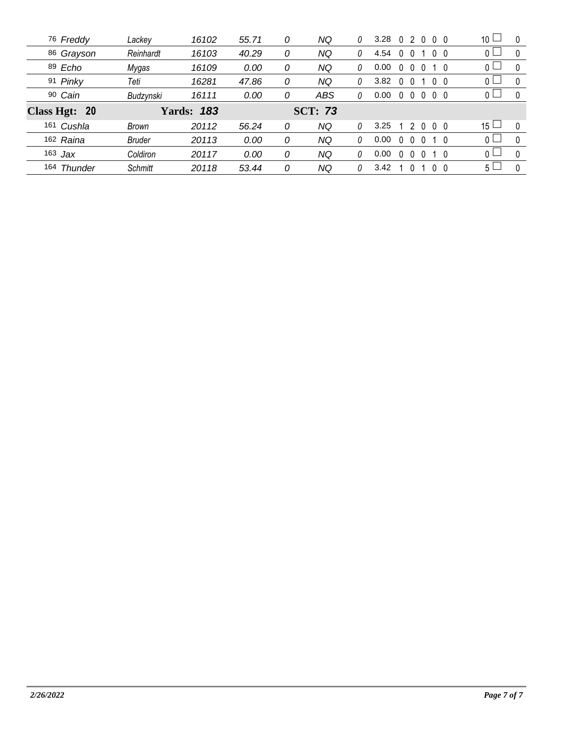| | | | | | | | | | | | | | | | |
|---|---|---|---|---|---|---|---|---|---|---|---|---|---|---|---|
| 76 *Freddy* | *Lackey* | *16102* | *55.71* | *0* | *NQ* | *0* | 3.28 | 0 | 2 | 0 | 0 | 0 | 10 ☐ | 0 |
| 86 *Grayson* | *Reinhardt* | *16103* | *40.29* | *0* | *NQ* | *0* | 4.54 | 0 | 0 | 1 | 0 | 0 | 0 ☐ | 0 |
| 89 *Echo* | *Mygas* | *16109* | *0.00* | *0* | *NQ* | *0* | 0.00 | 0 | 0 | 0 | 1 | 0 | 0 ☐ | 0 |
| 91 *Pinky* | *Teti* | *16281* | *47.86* | *0* | *NQ* | *0* | 3.82 | 0 | 0 | 1 | 0 | 0 | 0 ☐ | 0 |
| 90 *Cain* | *Budzynski* | *16111* | *0.00* | *0* | *ABS* | *0* | 0.00 | 0 | 0 | 0 | 0 | 0 | 0 ☐ | 0 |
| **Class Hgt: 20** | | **Yards: *183*** | | | **SCT: *73*** | | | | | | | | | |
| 161 *Cushla* | *Brown* | *20112* | *56.24* | *0* | *NQ* | *0* | 3.25 | 1 | 2 | 0 | 0 | 0 | 15 ☐ | 0 |
| 162 *Raina* | *Bruder* | *20113* | *0.00* | *0* | *NQ* | *0* | 0.00 | 0 | 0 | 0 | 1 | 0 | 0 ☐ | 0 |
| 163 *Jax* | *Coldiron* | *20117* | *0.00* | *0* | *NQ* | *0* | 0.00 | 0 | 0 | 0 | 1 | 0 | 0 ☐ | 0 |
| 164 *Thunder* | *Schmitt* | *20118* | *53.44* | *0* | *NQ* | *0* | 3.42 | 1 | 0 | 1 | 0 | 0 | 5 ☐ | 0 |

*2/26/2022*